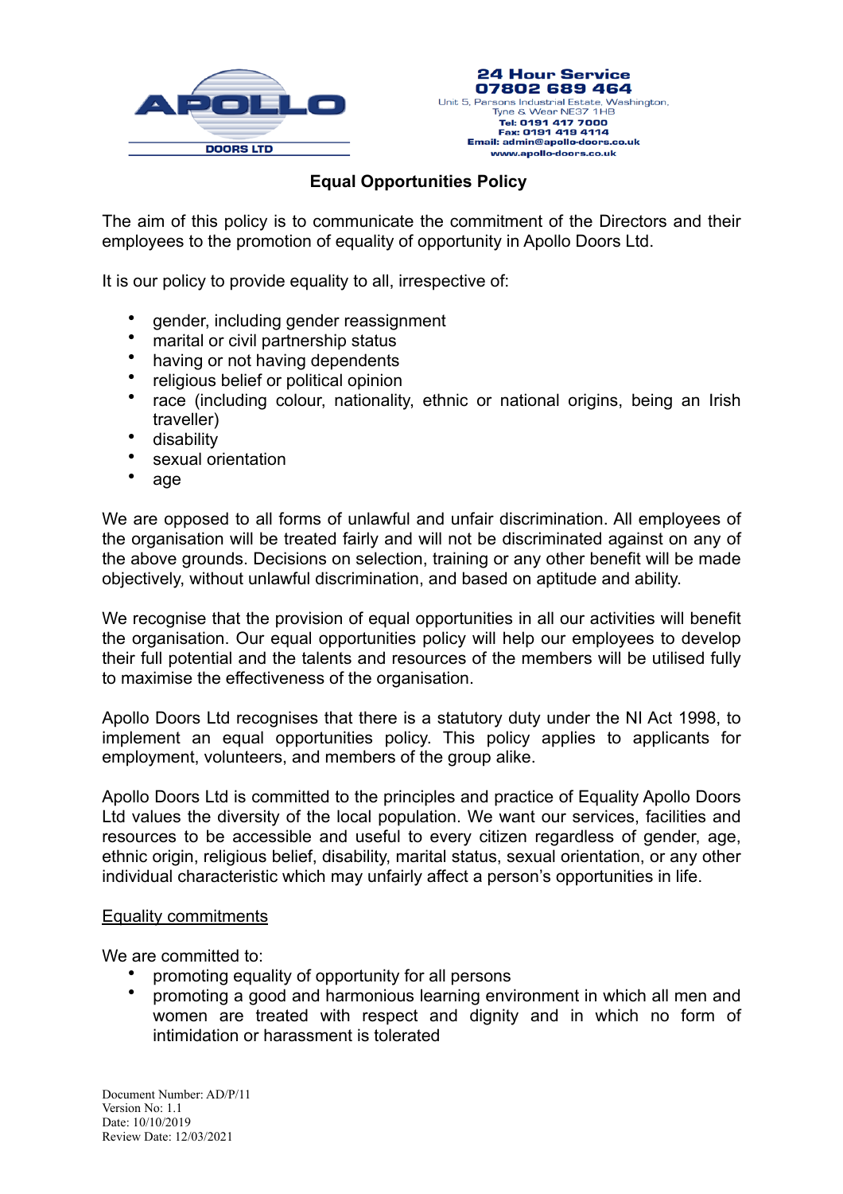APOLLO DOORS LTD

**24 Hour Service**
**07802 689 464**
Unit 5, Parsons Industrial Estate, Washington, Tyne & Wear NE37 1HB
**Tel: 0191 417 7000**
**Fax: 0191 419 4114**
**Email: admin@apollo-doors.co.uk**
**www.apollo-doors.co.uk**

# Equal Opportunities Policy

The aim of this policy is to communicate the commitment of the Directors and their employees to the promotion of equality of opportunity in Apollo Doors Ltd.

It is our policy to provide equality to all, irrespective of:

- gender, including gender reassignment
- marital or civil partnership status
- having or not having dependents
- religious belief or political opinion
- race (including colour, nationality, ethnic or national origins, being an Irish traveller)
- disability
- sexual orientation
- age

We are opposed to all forms of unlawful and unfair discrimination. All employees of the organisation will be treated fairly and will not be discriminated against on any of the above grounds. Decisions on selection, training or any other benefit will be made objectively, without unlawful discrimination, and based on aptitude and ability.

We recognise that the provision of equal opportunities in all our activities will benefit the organisation. Our equal opportunities policy will help our employees to develop their full potential and the talents and resources of the members will be utilised fully to maximise the effectiveness of the organisation.

Apollo Doors Ltd recognises that there is a statutory duty under the NI Act 1998, to implement an equal opportunities policy. This policy applies to applicants for employment, volunteers, and members of the group alike.

Apollo Doors Ltd is committed to the principles and practice of Equality Apollo Doors Ltd values the diversity of the local population. We want our services, facilities and resources to be accessible and useful to every citizen regardless of gender, age, ethnic origin, religious belief, disability, marital status, sexual orientation, or any other individual characteristic which may unfairly affect a person's opportunities in life.

<u>Equality commitments</u>

We are committed to:

- promoting equality of opportunity for all persons
- promoting a good and harmonious learning environment in which all men and women are treated with respect and dignity and in which no form of intimidation or harassment is tolerated

Document Number: AD/P/11
Version No: 1.1
Date: 10/10/2019
Review Date: 12/03/2021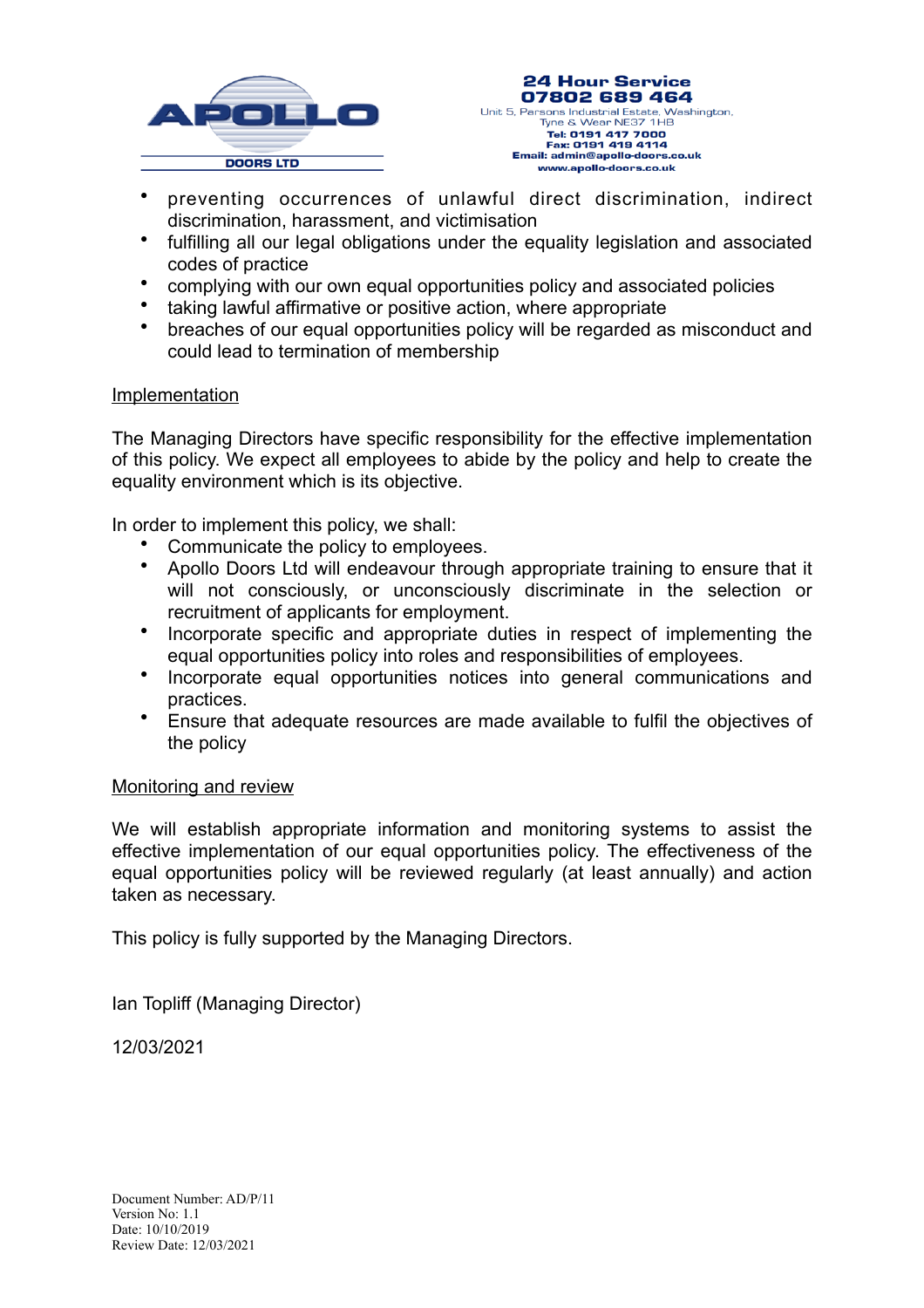- preventing occurrences of unlawful direct discrimination, indirect discrimination, harassment, and victimisation
- fulfilling all our legal obligations under the equality legislation and associated codes of practice
- complying with our own equal opportunities policy and associated policies
- taking lawful affirmative or positive action, where appropriate
- breaches of our equal opportunities policy will be regarded as misconduct and could lead to termination of membership

## Implementation

The Managing Directors have specific responsibility for the effective implementation of this policy. We expect all employees to abide by the policy and help to create the equality environment which is its objective.

In order to implement this policy, we shall:

- Communicate the policy to employees.
- Apollo Doors Ltd will endeavour through appropriate training to ensure that it will not consciously, or unconsciously discriminate in the selection or recruitment of applicants for employment.
- Incorporate specific and appropriate duties in respect of implementing the equal opportunities policy into roles and responsibilities of employees.
- Incorporate equal opportunities notices into general communications and practices.
- Ensure that adequate resources are made available to fulfil the objectives of the policy

## Monitoring and review

We will establish appropriate information and monitoring systems to assist the effective implementation of our equal opportunities policy. The effectiveness of the equal opportunities policy will be reviewed regularly (at least annually) and action taken as necessary.

This policy is fully supported by the Managing Directors.

Ian Topliff (Managing Director)

12/03/2021

Document Number: AD/P/11
Version No: 1.1
Date: 10/10/2019
Review Date: 12/03/2021